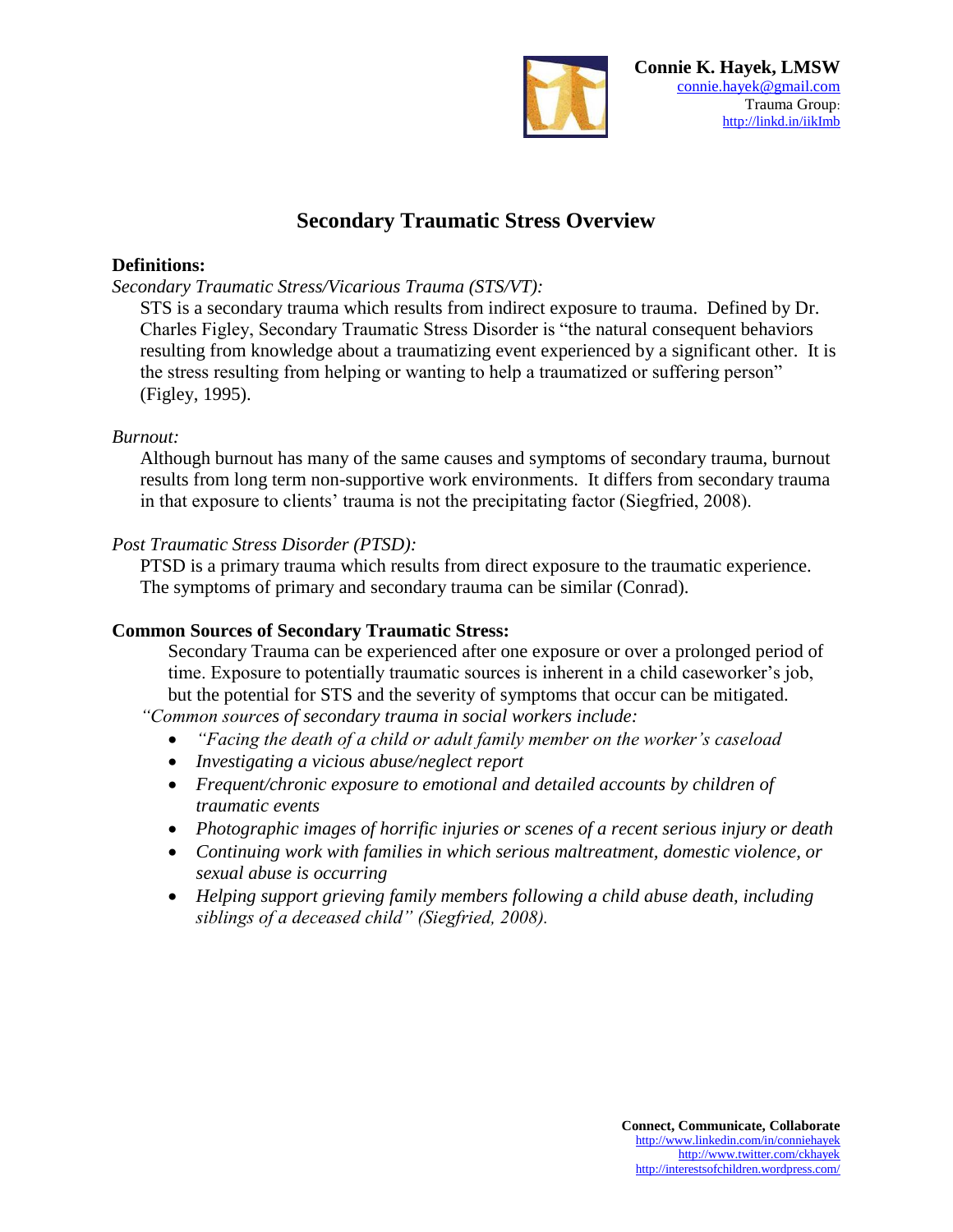**Connie K. Hayek, LMSW**
connie.hayek@gmail.com
Trauma Group:
http://linkd.in/iikImb

# Secondary Traumatic Stress Overview

## Definitions:

*Secondary Traumatic Stress/Vicarious Trauma (STS/VT):*

STS is a secondary trauma which results from indirect exposure to trauma. Defined by Dr. Charles Figley, Secondary Traumatic Stress Disorder is "the natural consequent behaviors resulting from knowledge about a traumatizing event experienced by a significant other. It is the stress resulting from helping or wanting to help a traumatized or suffering person" (Figley, 1995).

*Burnout:*

Although burnout has many of the same causes and symptoms of secondary trauma, burnout results from long term non-supportive work environments. It differs from secondary trauma in that exposure to clients' trauma is not the precipitating factor (Siegfried, 2008).

*Post Traumatic Stress Disorder (PTSD):*

PTSD is a primary trauma which results from direct exposure to the traumatic experience. The symptoms of primary and secondary trauma can be similar (Conrad).

## Common Sources of Secondary Traumatic Stress:

Secondary Trauma can be experienced after one exposure or over a prolonged period of time. Exposure to potentially traumatic sources is inherent in a child caseworker's job, but the potential for STS and the severity of symptoms that occur can be mitigated.

*"Common sources of secondary trauma in social workers include:*

- *"Facing the death of a child or adult family member on the worker's caseload*
- *Investigating a vicious abuse/neglect report*
- *Frequent/chronic exposure to emotional and detailed accounts by children of traumatic events*
- *Photographic images of horrific injuries or scenes of a recent serious injury or death*
- *Continuing work with families in which serious maltreatment, domestic violence, or sexual abuse is occurring*
- *Helping support grieving family members following a child abuse death, including siblings of a deceased child" (Siegfried, 2008).*

**Connect, Communicate, Collaborate**
http://www.linkedin.com/in/conniehayek
http://www.twitter.com/ckhayek
http://interestsofchildren.wordpress.com/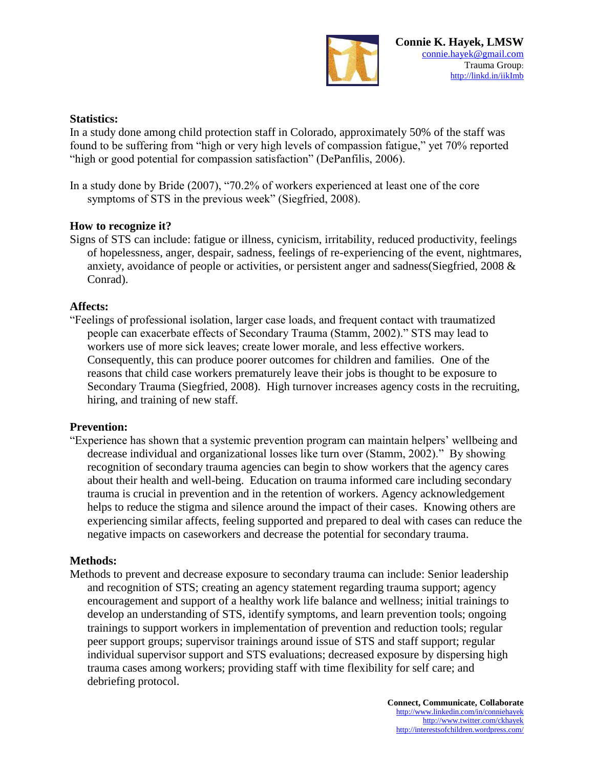**Connie K. Hayek, LMSW**
connie.hayek@gmail.com
Trauma Group:
http://linkd.in/iikImb

**Statistics:**

In a study done among child protection staff in Colorado, approximately 50% of the staff was found to be suffering from "high or very high levels of compassion fatigue," yet 70% reported "high or good potential for compassion satisfaction" (DePanfilis, 2006).

In a study done by Bride (2007), "70.2% of workers experienced at least one of the core symptoms of STS in the previous week" (Siegfried, 2008).

**How to recognize it?**

Signs of STS can include: fatigue or illness, cynicism, irritability, reduced productivity, feelings of hopelessness, anger, despair, sadness, feelings of re-experiencing of the event, nightmares, anxiety, avoidance of people or activities, or persistent anger and sadness(Siegfried, 2008 & Conrad).

**Affects:**

"Feelings of professional isolation, larger case loads, and frequent contact with traumatized people can exacerbate effects of Secondary Trauma (Stamm, 2002)." STS may lead to workers use of more sick leaves; create lower morale, and less effective workers. Consequently, this can produce poorer outcomes for children and families. One of the reasons that child case workers prematurely leave their jobs is thought to be exposure to Secondary Trauma (Siegfried, 2008). High turnover increases agency costs in the recruiting, hiring, and training of new staff.

**Prevention:**

"Experience has shown that a systemic prevention program can maintain helpers' wellbeing and decrease individual and organizational losses like turn over (Stamm, 2002)." By showing recognition of secondary trauma agencies can begin to show workers that the agency cares about their health and well-being. Education on trauma informed care including secondary trauma is crucial in prevention and in the retention of workers. Agency acknowledgement helps to reduce the stigma and silence around the impact of their cases. Knowing others are experiencing similar affects, feeling supported and prepared to deal with cases can reduce the negative impacts on caseworkers and decrease the potential for secondary trauma.

**Methods:**

Methods to prevent and decrease exposure to secondary trauma can include: Senior leadership and recognition of STS; creating an agency statement regarding trauma support; agency encouragement and support of a healthy work life balance and wellness; initial trainings to develop an understanding of STS, identify symptoms, and learn prevention tools; ongoing trainings to support workers in implementation of prevention and reduction tools; regular peer support groups; supervisor trainings around issue of STS and staff support; regular individual supervisor support and STS evaluations; decreased exposure by dispersing high trauma cases among workers; providing staff with time flexibility for self care; and debriefing protocol.

**Connect, Communicate, Collaborate**
http://www.linkedin.com/in/conniehayek
http://www.twitter.com/ckhayek
http://interestsofchildren.wordpress.com/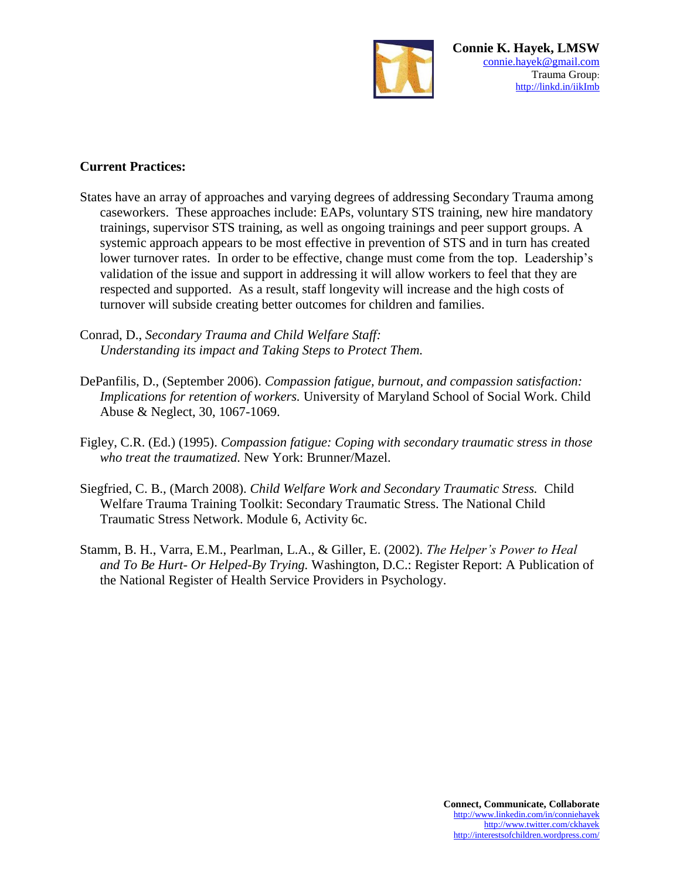**Current Practices:**

States have an array of approaches and varying degrees of addressing Secondary Trauma among caseworkers. These approaches include: EAPs, voluntary STS training, new hire mandatory trainings, supervisor STS training, as well as ongoing trainings and peer support groups. A systemic approach appears to be most effective in prevention of STS and in turn has created lower turnover rates. In order to be effective, change must come from the top. Leadership's validation of the issue and support in addressing it will allow workers to feel that they are respected and supported. As a result, staff longevity will increase and the high costs of turnover will subside creating better outcomes for children and families.

Conrad, D., *Secondary Trauma and Child Welfare Staff: Understanding its impact and Taking Steps to Protect Them.*

DePanfilis, D., (September 2006). *Compassion fatigue, burnout, and compassion satisfaction: Implications for retention of workers.* University of Maryland School of Social Work. Child Abuse & Neglect, 30, 1067-1069.

Figley, C.R. (Ed.) (1995). *Compassion fatigue: Coping with secondary traumatic stress in those who treat the traumatized.* New York: Brunner/Mazel.

Siegfried, C. B., (March 2008). *Child Welfare Work and Secondary Traumatic Stress.* Child Welfare Trauma Training Toolkit: Secondary Traumatic Stress. The National Child Traumatic Stress Network. Module 6, Activity 6c.

Stamm, B. H., Varra, E.M., Pearlman, L.A., & Giller, E. (2002). *The Helper's Power to Heal and To Be Hurt- Or Helped-By Trying.* Washington, D.C.: Register Report: A Publication of the National Register of Health Service Providers in Psychology.